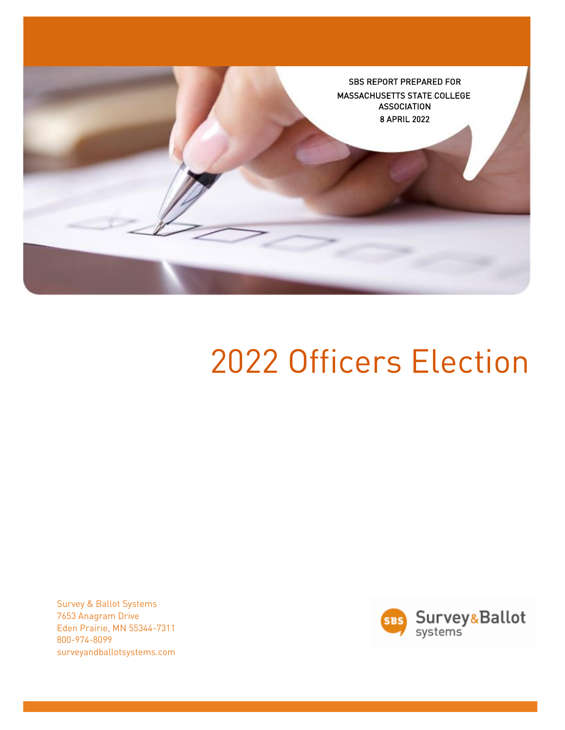SBS REPORT PREPARED FOR

MASSACHUSETTS STATE COLLEGE ASSOCIATION

8 APRIL 2022

# 2022 Officers Election

Survey & Ballot Systems
7653 Anagram Drive
Eden Prairie, MN 55344-7311
800-974-8099
surveyandballotsystems.com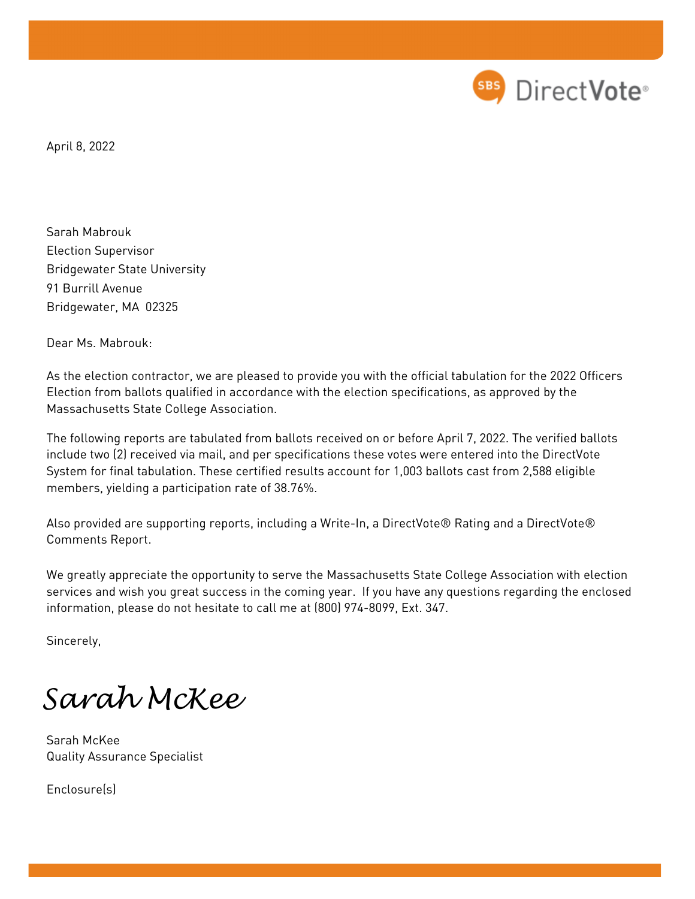April 8, 2022

Sarah Mabrouk
Election Supervisor
Bridgewater State University
91 Burrill Avenue
Bridgewater, MA 02325

Dear Ms. Mabrouk:

As the election contractor, we are pleased to provide you with the official tabulation for the 2022 Officers Election from ballots qualified in accordance with the election specifications, as approved by the Massachusetts State College Association.

The following reports are tabulated from ballots received on or before April 7, 2022. The verified ballots include two (2) received via mail, and per specifications these votes were entered into the DirectVote System for final tabulation. These certified results account for 1,003 ballots cast from 2,588 eligible members, yielding a participation rate of 38.76%.

Also provided are supporting reports, including a Write-In, a DirectVote® Rating and a DirectVote® Comments Report.

We greatly appreciate the opportunity to serve the Massachusetts State College Association with election services and wish you great success in the coming year. If you have any questions regarding the enclosed information, please do not hesitate to call me at (800) 974-8099, Ext. 347.

Sincerely,

*Sarah McKee*

Sarah McKee
Quality Assurance Specialist

Enclosure(s)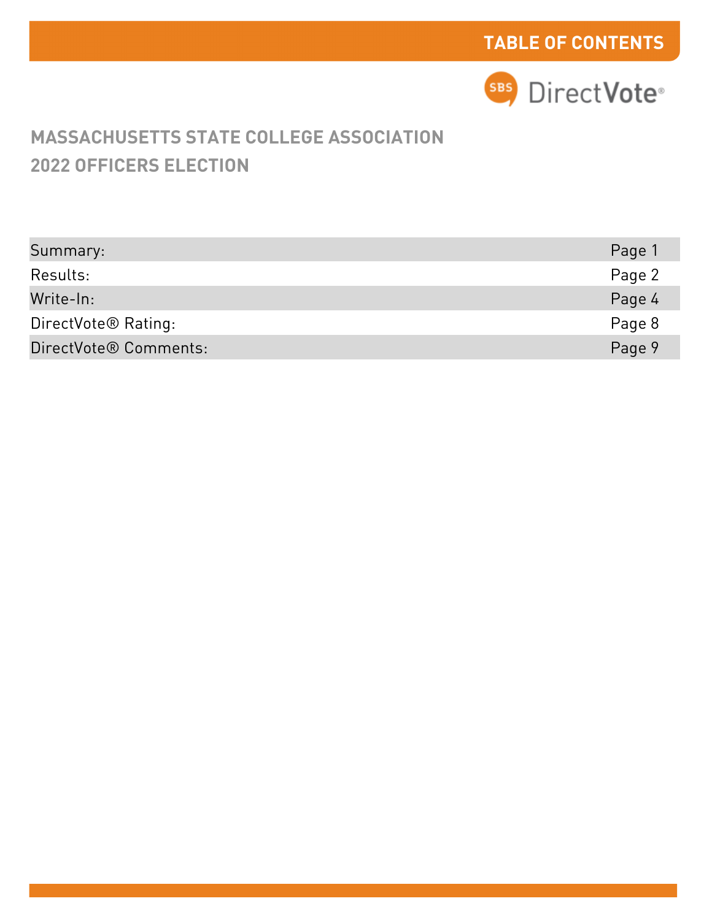# TABLE OF CONTENTS

SBS DirectVote®

## MASSACHUSETTS STATE COLLEGE ASSOCIATION
## 2022 OFFICERS ELECTION

| | |
|---|---|
| Summary: | Page 1 |
| Results: | Page 2 |
| Write-In: | Page 4 |
| DirectVote® Rating: | Page 8 |
| DirectVote® Comments: | Page 9 |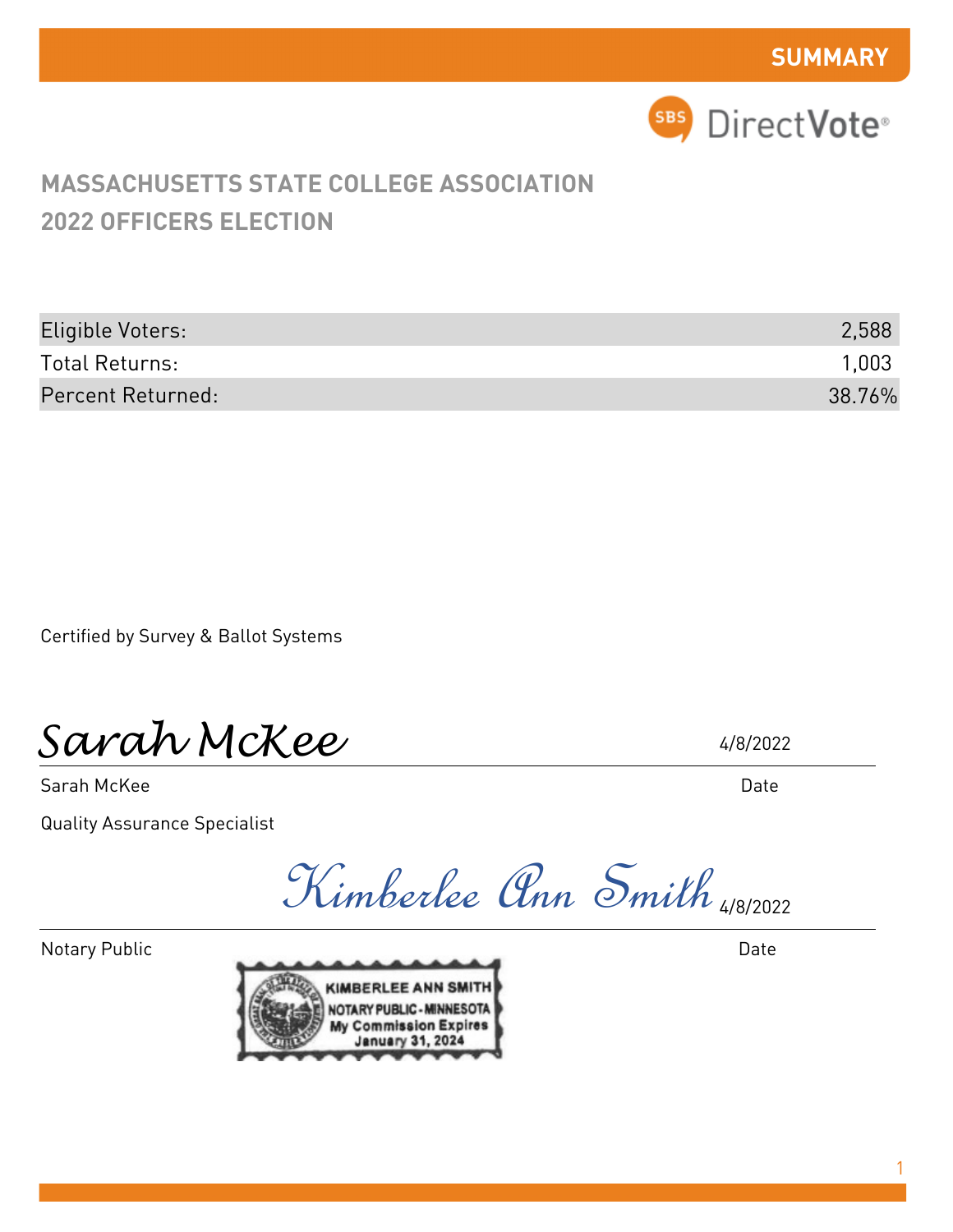**SUMMARY**

SBS DirectVote®

## MASSACHUSETTS STATE COLLEGE ASSOCIATION
## 2022 OFFICERS ELECTION

| | |
|---|---|
| Eligible Voters: | 2,588 |
| Total Returns: | 1,003 |
| Percent Returned: | 38.76% |

Certified by Survey & Ballot Systems

*Sarah McKee* 4/8/2022

Sarah McKee Date

Quality Assurance Specialist

*Kimberlee Ann Smith* 4/8/2022

Notary Public Date

KIMBERLEE ANN SMITH
NOTARY PUBLIC - MINNESOTA
My Commission Expires
January 31, 2024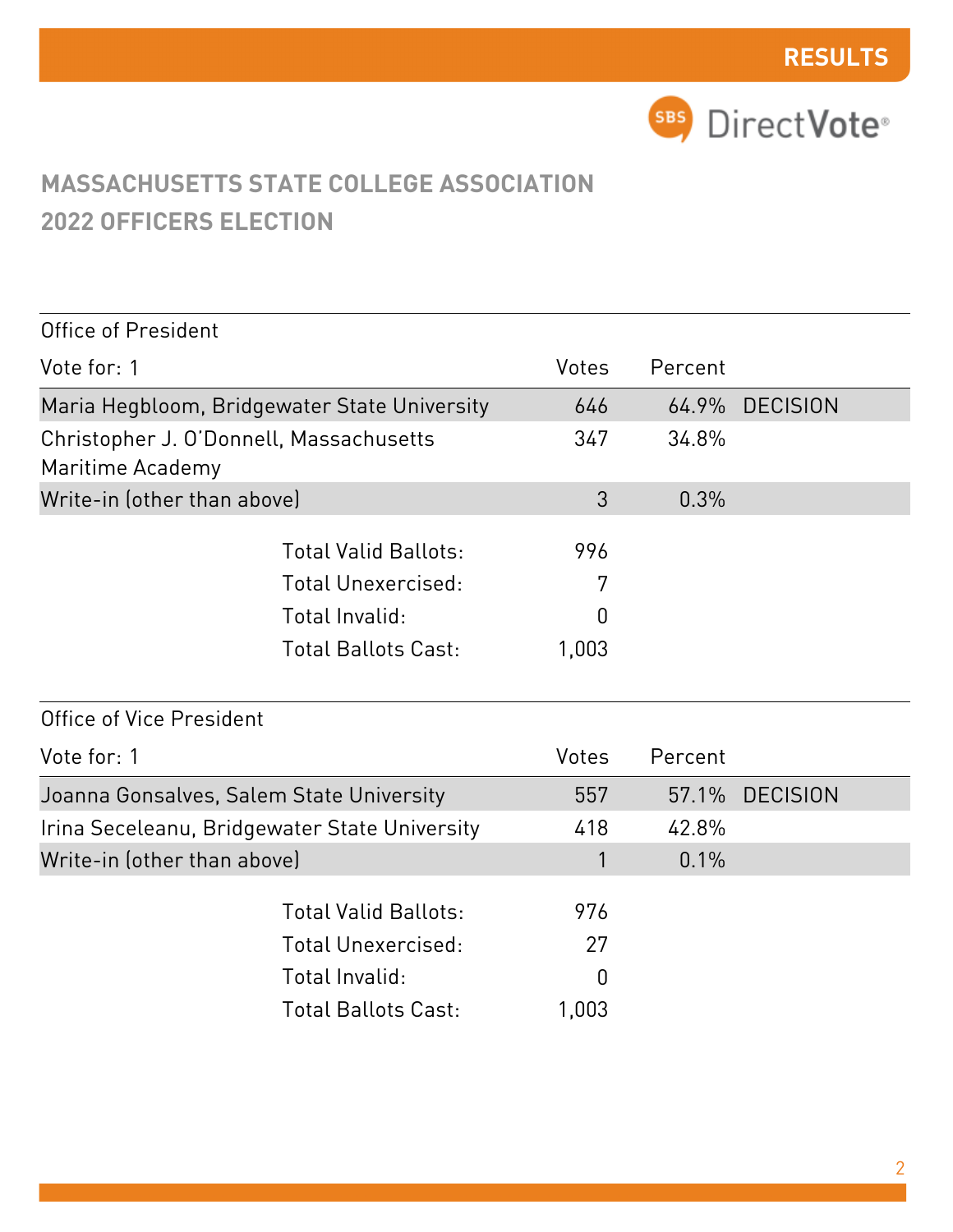RESULTS

# MASSACHUSETTS STATE COLLEGE ASSOCIATION
## 2022 OFFICERS ELECTION

### Office of President

| Vote for: 1 | Votes | Percent | |
|---|---|---|---|
| Maria Hegbloom, Bridgewater State University | 646 | 64.9% | DECISION |
| Christopher J. O'Donnell, Massachusetts Maritime Academy | 347 | 34.8% | |
| Write-in (other than above) | 3 | 0.3% | |

| | |
|---|---|
| Total Valid Ballots: | 996 |
| Total Unexercised: | 7 |
| Total Invalid: | 0 |
| Total Ballots Cast: | 1,003 |

### Office of Vice President

| Vote for: 1 | Votes | Percent | |
|---|---|---|---|
| Joanna Gonsalves, Salem State University | 557 | 57.1% | DECISION |
| Irina Seceleanu, Bridgewater State University | 418 | 42.8% | |
| Write-in (other than above) | 1 | 0.1% | |

| | |
|---|---|
| Total Valid Ballots: | 976 |
| Total Unexercised: | 27 |
| Total Invalid: | 0 |
| Total Ballots Cast: | 1,003 |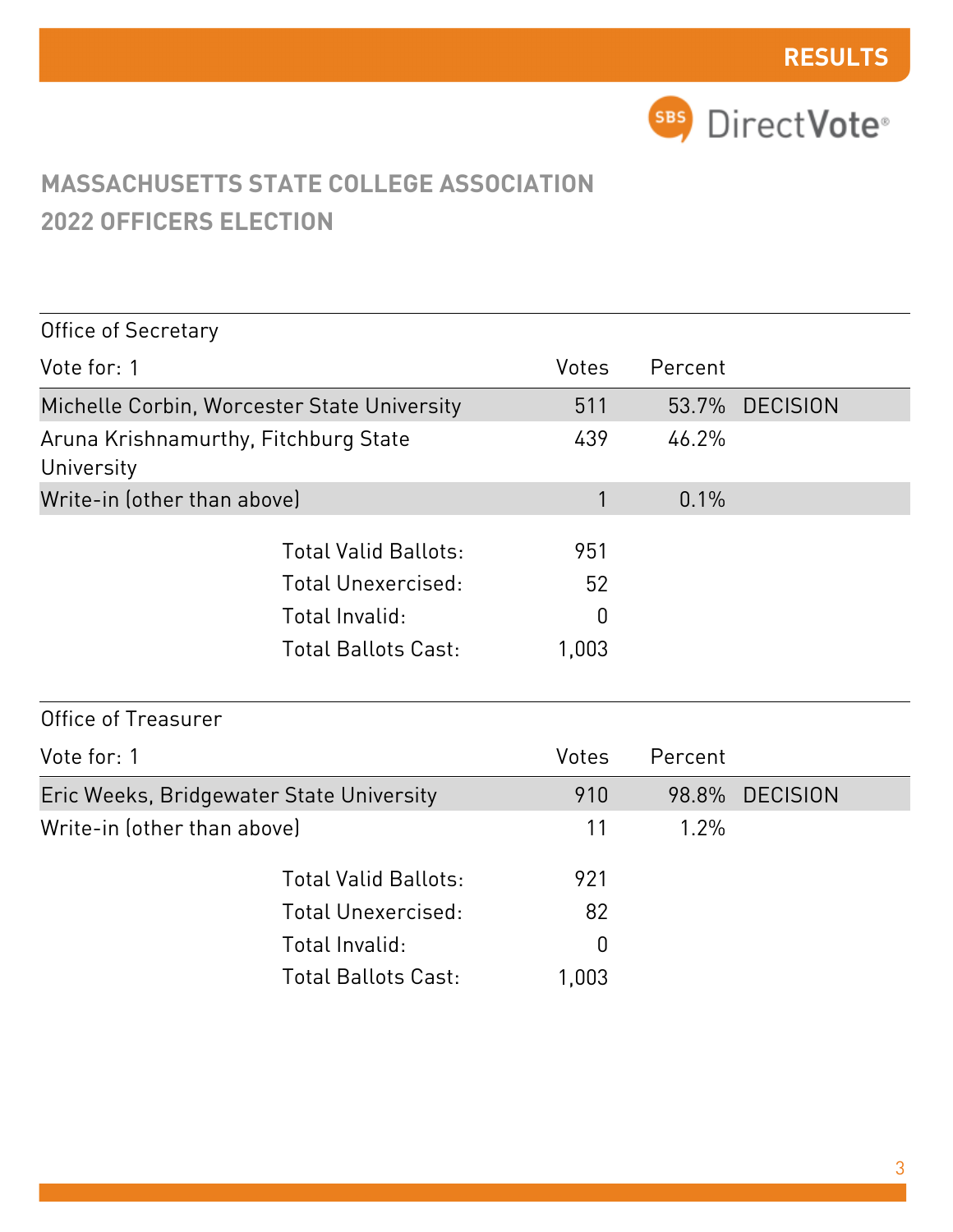RESULTS

SBS DirectVote®

# MASSACHUSETTS STATE COLLEGE ASSOCIATION
# 2022 OFFICERS ELECTION

## Office of Secretary

| Vote for: 1 | Votes | Percent | |
|---|---|---|---|
| Michelle Corbin, Worcester State University | 511 | 53.7% | DECISION |
| Aruna Krishnamurthy, Fitchburg State University | 439 | 46.2% | |
| Write-in (other than above) | 1 | 0.1% | |
| Total Valid Ballots: | 951 | | |
| Total Unexercised: | 52 | | |
| Total Invalid: | 0 | | |
| Total Ballots Cast: | 1,003 | | |

## Office of Treasurer

| Vote for: 1 | Votes | Percent | |
|---|---|---|---|
| Eric Weeks, Bridgewater State University | 910 | 98.8% | DECISION |
| Write-in (other than above) | 11 | 1.2% | |
| Total Valid Ballots: | 921 | | |
| Total Unexercised: | 82 | | |
| Total Invalid: | 0 | | |
| Total Ballots Cast: | 1,003 | | |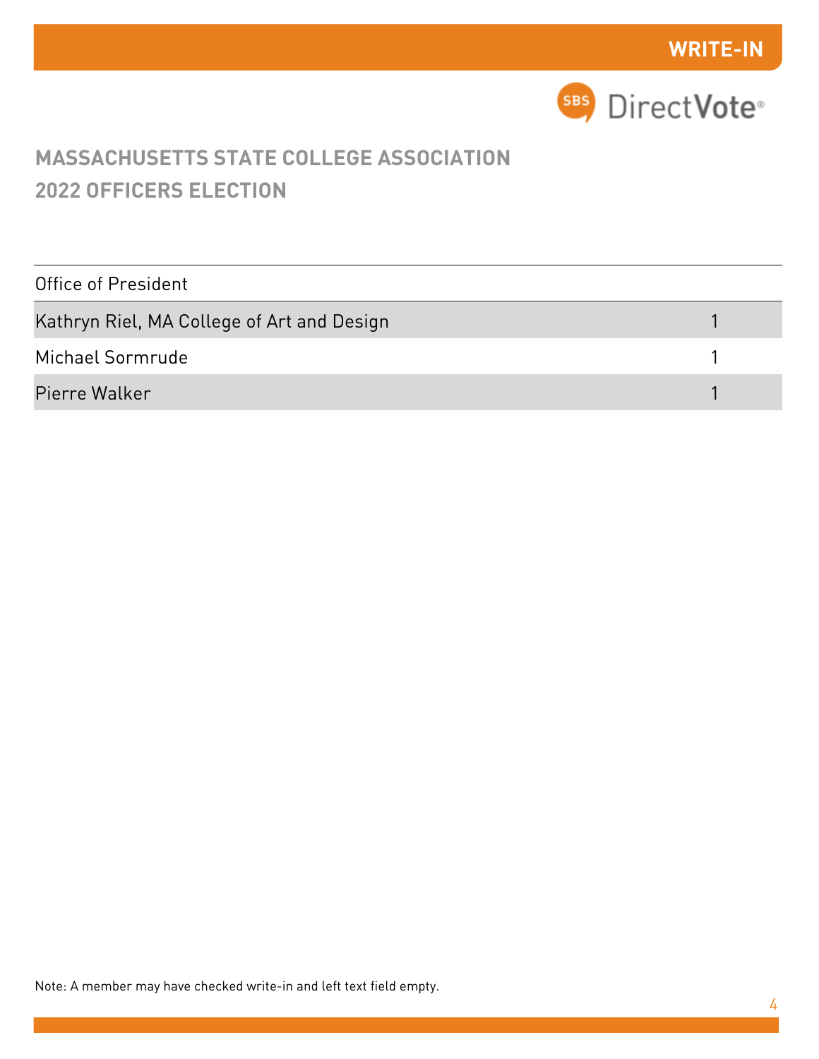**WRITE-IN**

SBS DirectVote®

## MASSACHUSETTS STATE COLLEGE ASSOCIATION
## 2022 OFFICERS ELECTION

| Office of President | |
|---|---|
| Kathryn Riel, MA College of Art and Design | 1 |
| Michael Sormrude | 1 |
| Pierre Walker | 1 |

Note: A member may have checked write-in and left text field empty.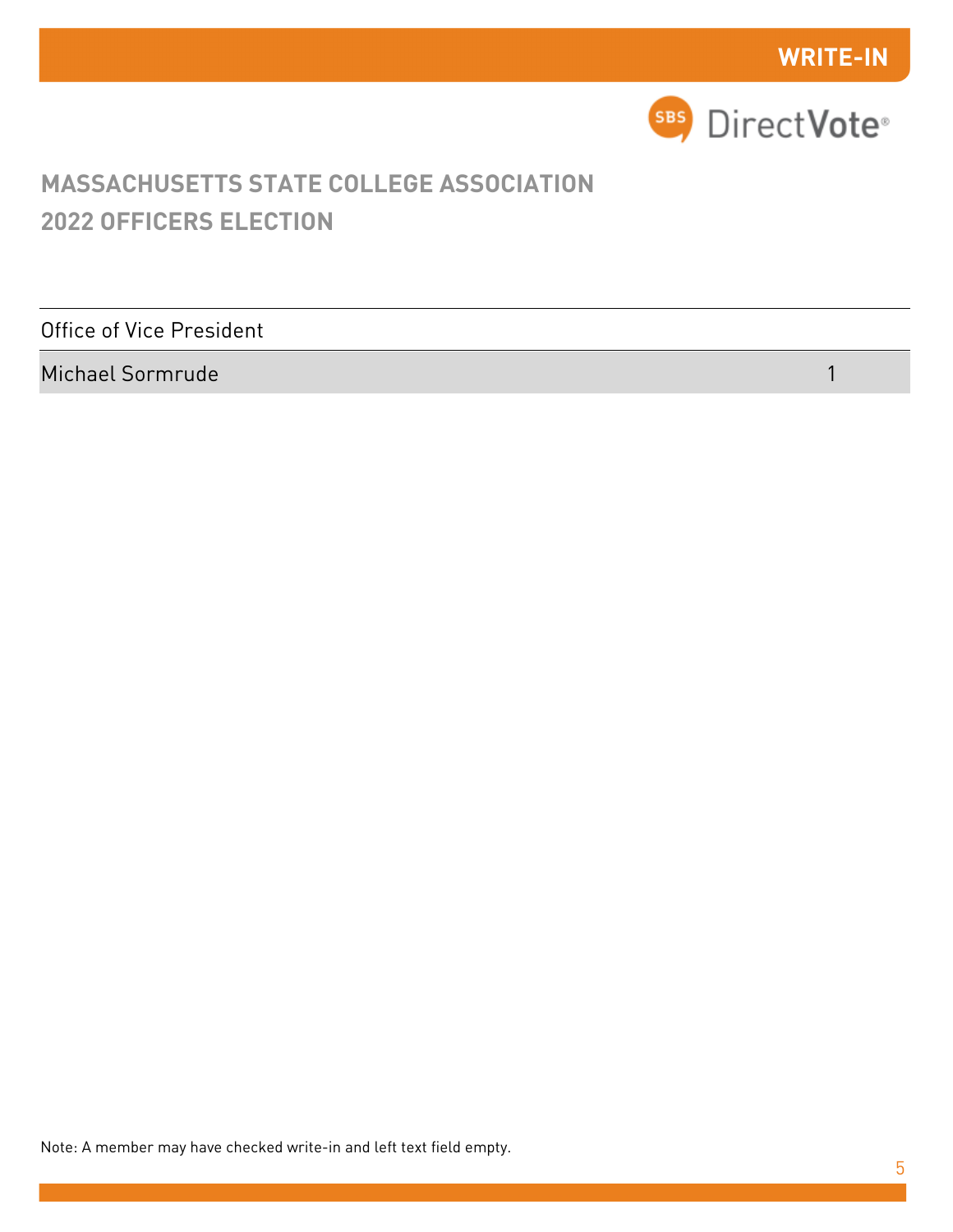## WRITE-IN

SBS DirectVote®

# MASSACHUSETTS STATE COLLEGE ASSOCIATION
# 2022 OFFICERS ELECTION

| Office of Vice President | |
|---|---|
| Michael Sormrude | 1 |

Note: A member may have checked write-in and left text field empty.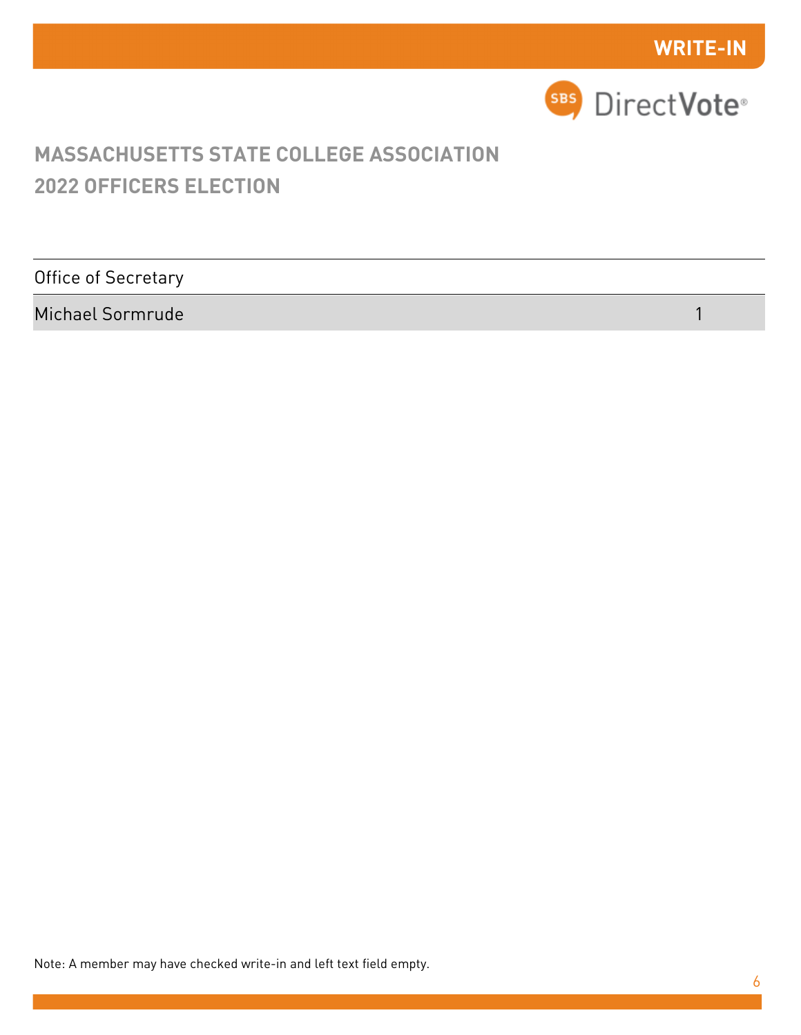WRITE-IN

# MASSACHUSETTS STATE COLLEGE ASSOCIATION
# 2022 OFFICERS ELECTION

| Office of Secretary | |
|---|---|
| Michael Sormrude | 1 |

Note: A member may have checked write-in and left text field empty.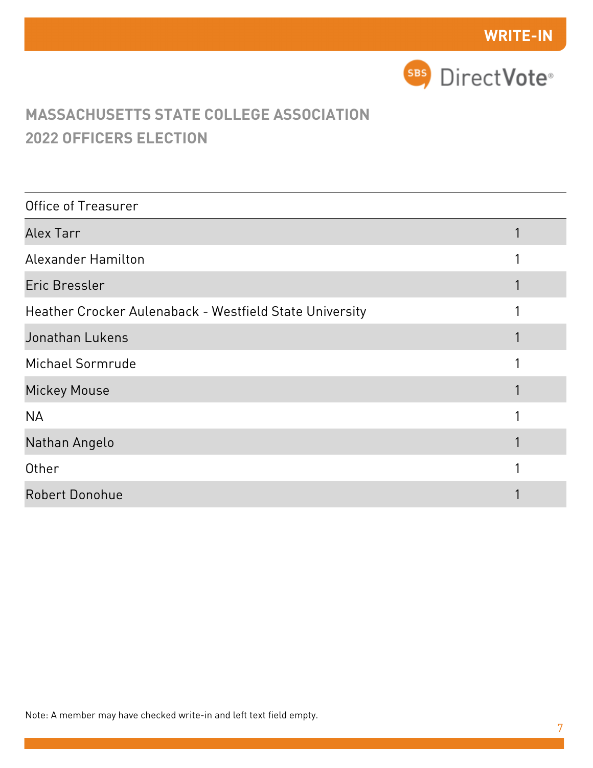WRITE-IN

# MASSACHUSETTS STATE COLLEGE ASSOCIATION
# 2022 OFFICERS ELECTION

| Office of Treasurer | |
|---|---|
| Alex Tarr | 1 |
| Alexander Hamilton | 1 |
| Eric Bressler | 1 |
| Heather Crocker Aulenaback - Westfield State University | 1 |
| Jonathan Lukens | 1 |
| Michael Sormrude | 1 |
| Mickey Mouse | 1 |
| NA | 1 |
| Nathan Angelo | 1 |
| Other | 1 |
| Robert Donohue | 1 |

Note: A member may have checked write-in and left text field empty.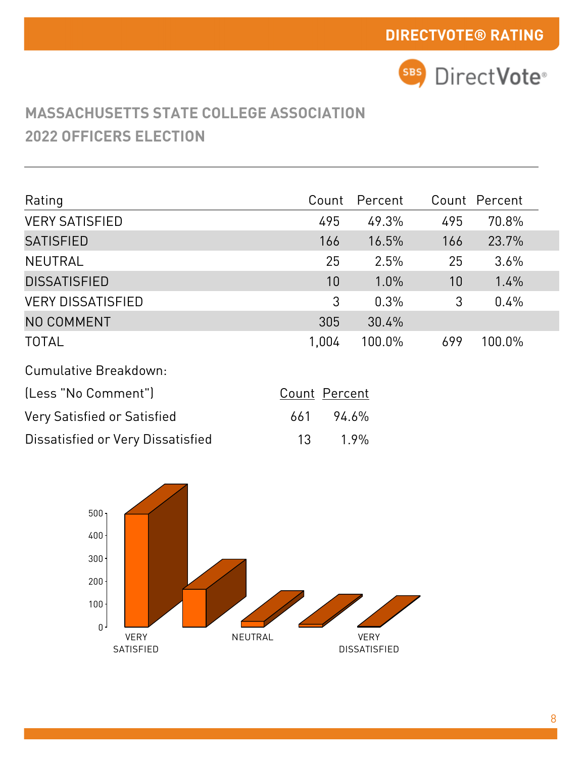## DIRECTVOTE® RATING

# MASSACHUSETTS STATE COLLEGE ASSOCIATION
# 2022 OFFICERS ELECTION

| Rating | Count | Percent | Count | Percent |
|---|---|---|---|---|
| VERY SATISFIED | 495 | 49.3% | 495 | 70.8% |
| SATISFIED | 166 | 16.5% | 166 | 23.7% |
| NEUTRAL | 25 | 2.5% | 25 | 3.6% |
| DISSATISFIED | 10 | 1.0% | 10 | 1.4% |
| VERY DISSATISFIED | 3 | 0.3% | 3 | 0.4% |
| NO COMMENT | 305 | 30.4% | | |
| TOTAL | 1,004 | 100.0% | 699 | 100.0% |

Cumulative Breakdown:

| (Less "No Comment") | Count | Percent |
|---|---|---|
| Very Satisfied or Satisfied | 661 | 94.6% |
| Dissatisfied or Very Dissatisfied | 13 | 1.9% |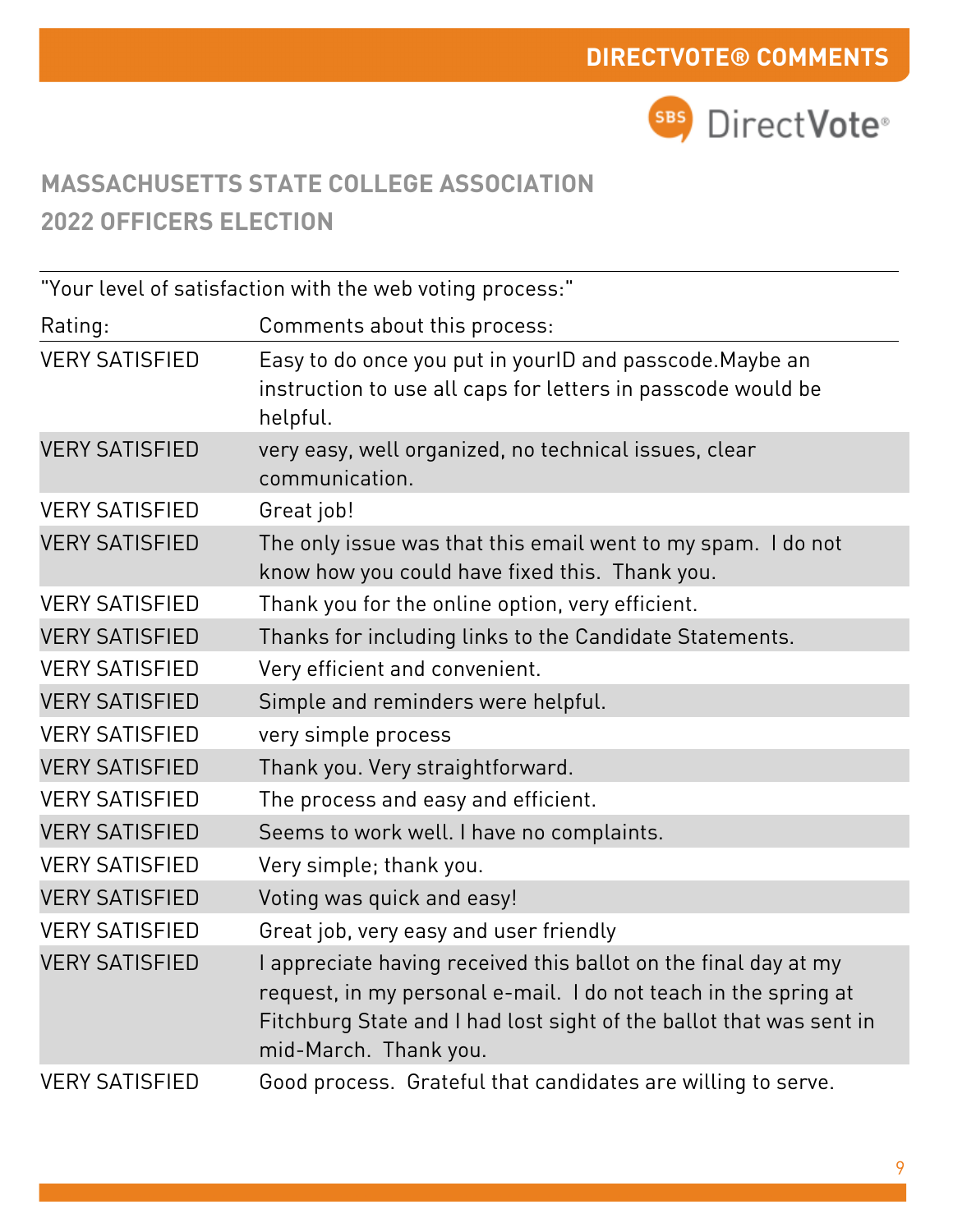## DIRECTVOTE® COMMENTS

## MASSACHUSETTS STATE COLLEGE ASSOCIATION
## 2022 OFFICERS ELECTION

"Your level of satisfaction with the web voting process:"

| Rating: | Comments about this process: |
|---|---|
| VERY SATISFIED | Easy to do once you put in yourID and passcode.Maybe an instruction to use all caps for letters in passcode would be helpful. |
| VERY SATISFIED | very easy, well organized, no technical issues, clear communication. |
| VERY SATISFIED | Great job! |
| VERY SATISFIED | The only issue was that this email went to my spam.  I do not know how you could have fixed this.  Thank you. |
| VERY SATISFIED | Thank you for the online option, very efficient. |
| VERY SATISFIED | Thanks for including links to the Candidate Statements. |
| VERY SATISFIED | Very efficient and convenient. |
| VERY SATISFIED | Simple and reminders were helpful. |
| VERY SATISFIED | very simple process |
| VERY SATISFIED | Thank you. Very straightforward. |
| VERY SATISFIED | The process and easy and efficient. |
| VERY SATISFIED | Seems to work well. I have no complaints. |
| VERY SATISFIED | Very simple; thank you. |
| VERY SATISFIED | Voting was quick and easy! |
| VERY SATISFIED | Great job, very easy and user friendly |
| VERY SATISFIED | I appreciate having received this ballot on the final day at my request, in my personal e-mail.  I do not teach in the spring at Fitchburg State and I had lost sight of the ballot that was sent in mid-March.  Thank you. |
| VERY SATISFIED | Good process.  Grateful that candidates are willing to serve. |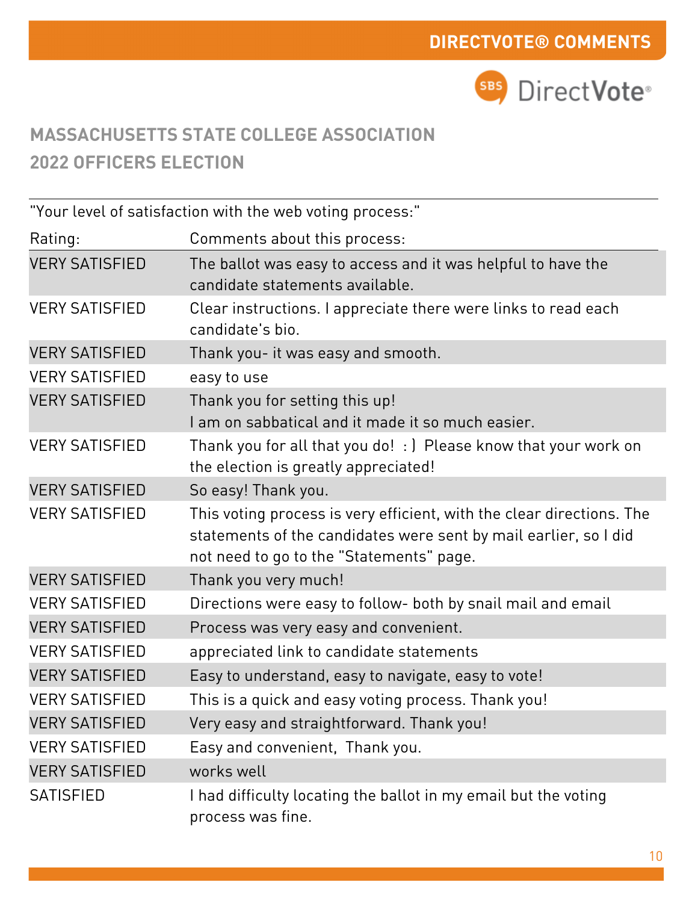# MASSACHUSETTS STATE COLLEGE ASSOCIATION
## 2022 OFFICERS ELECTION

"Your level of satisfaction with the web voting process:"

| Rating: | Comments about this process: |
|---|---|
| VERY SATISFIED | The ballot was easy to access and it was helpful to have the candidate statements available. |
| VERY SATISFIED | Clear instructions. I appreciate there were links to read each candidate's bio. |
| VERY SATISFIED | Thank you- it was easy and smooth. |
| VERY SATISFIED | easy to use |
| VERY SATISFIED | Thank you for setting this up! I am on sabbatical and it made it so much easier. |
| VERY SATISFIED | Thank you for all that you do! : ) Please know that your work on the election is greatly appreciated! |
| VERY SATISFIED | So easy! Thank you. |
| VERY SATISFIED | This voting process is very efficient, with the clear directions. The statements of the candidates were sent by mail earlier, so I did not need to go to the "Statements" page. |
| VERY SATISFIED | Thank you very much! |
| VERY SATISFIED | Directions were easy to follow- both by snail mail and email |
| VERY SATISFIED | Process was very easy and convenient. |
| VERY SATISFIED | appreciated link to candidate statements |
| VERY SATISFIED | Easy to understand, easy to navigate, easy to vote! |
| VERY SATISFIED | This is a quick and easy voting process. Thank you! |
| VERY SATISFIED | Very easy and straightforward. Thank you! |
| VERY SATISFIED | Easy and convenient, Thank you. |
| VERY SATISFIED | works well |
| SATISFIED | I had difficulty locating the ballot in my email but the voting process was fine. |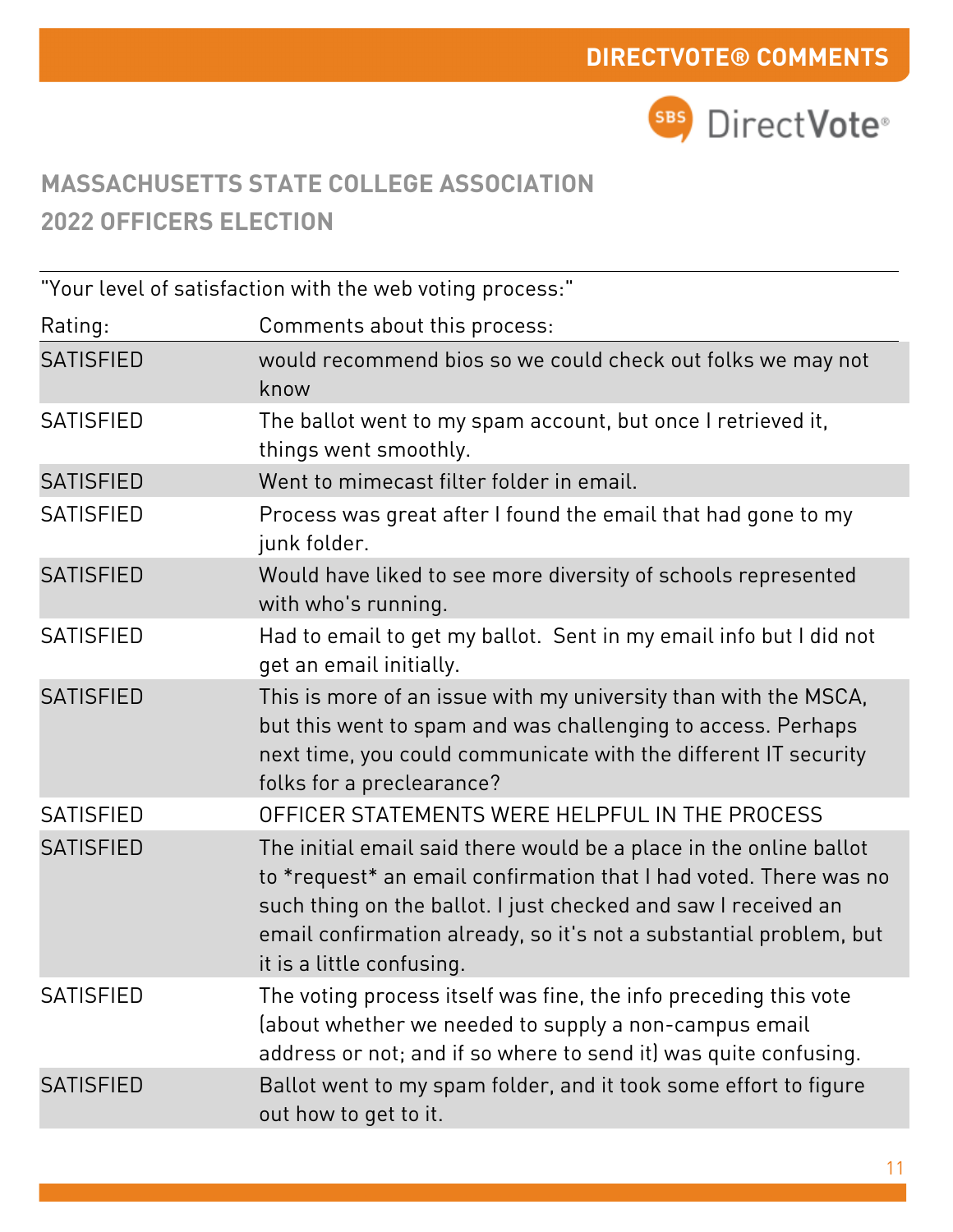# MASSACHUSETTS STATE COLLEGE ASSOCIATION
## 2022 OFFICERS ELECTION

"Your level of satisfaction with the web voting process:"

| Rating: | Comments about this process: |
|---|---|
| SATISFIED | would recommend bios so we could check out folks we may not know |
| SATISFIED | The ballot went to my spam account, but once I retrieved it, things went smoothly. |
| SATISFIED | Went to mimecast filter folder in email. |
| SATISFIED | Process was great after I found the email that had gone to my junk folder. |
| SATISFIED | Would have liked to see more diversity of schools represented with who's running. |
| SATISFIED | Had to email to get my ballot. Sent in my email info but I did not get an email initially. |
| SATISFIED | This is more of an issue with my university than with the MSCA, but this went to spam and was challenging to access. Perhaps next time, you could communicate with the different IT security folks for a preclearance? |
| SATISFIED | OFFICER STATEMENTS WERE HELPFUL IN THE PROCESS |
| SATISFIED | The initial email said there would be a place in the online ballot to *request* an email confirmation that I had voted. There was no such thing on the ballot. I just checked and saw I received an email confirmation already, so it's not a substantial problem, but it is a little confusing. |
| SATISFIED | The voting process itself was fine, the info preceding this vote (about whether we needed to supply a non-campus email address or not; and if so where to send it) was quite confusing. |
| SATISFIED | Ballot went to my spam folder, and it took some effort to figure out how to get to it. |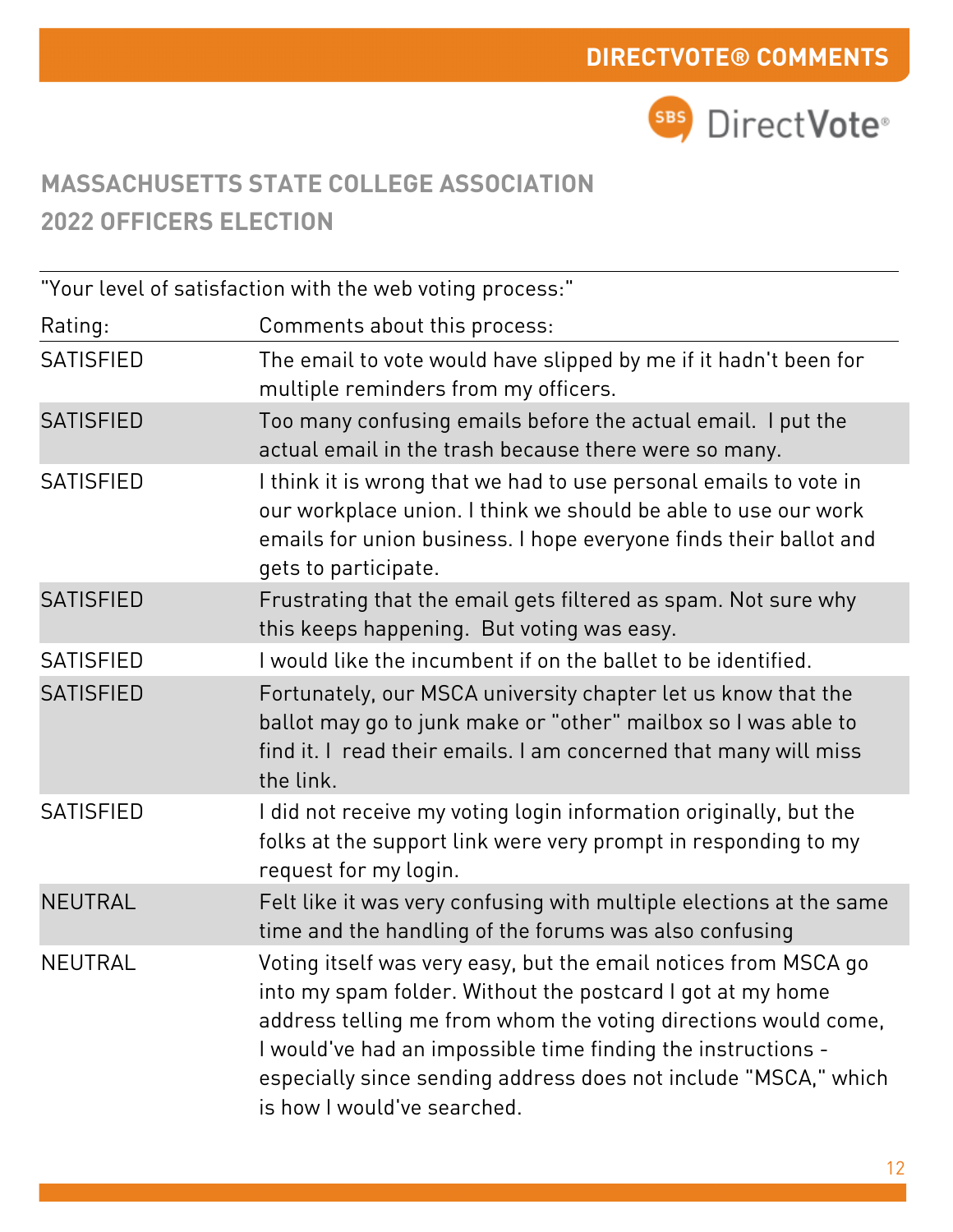# DIRECTVOTE® COMMENTS

SBS DirectVote®

## MASSACHUSETTS STATE COLLEGE ASSOCIATION
## 2022 OFFICERS ELECTION

"Your level of satisfaction with the web voting process:"

| Rating: | Comments about this process: |
|---|---|
| SATISFIED | The email to vote would have slipped by me if it hadn't been for multiple reminders from my officers. |
| SATISFIED | Too many confusing emails before the actual email. I put the actual email in the trash because there were so many. |
| SATISFIED | I think it is wrong that we had to use personal emails to vote in our workplace union. I think we should be able to use our work emails for union business. I hope everyone finds their ballot and gets to participate. |
| SATISFIED | Frustrating that the email gets filtered as spam. Not sure why this keeps happening. But voting was easy. |
| SATISFIED | I would like the incumbent if on the ballet to be identified. |
| SATISFIED | Fortunately, our MSCA university chapter let us know that the ballot may go to junk make or "other" mailbox so I was able to find it. I read their emails. I am concerned that many will miss the link. |
| SATISFIED | I did not receive my voting login information originally, but the folks at the support link were very prompt in responding to my request for my login. |
| NEUTRAL | Felt like it was very confusing with multiple elections at the same time and the handling of the forums was also confusing |
| NEUTRAL | Voting itself was very easy, but the email notices from MSCA go into my spam folder. Without the postcard I got at my home address telling me from whom the voting directions would come, I would've had an impossible time finding the instructions - especially since sending address does not include "MSCA," which is how I would've searched. |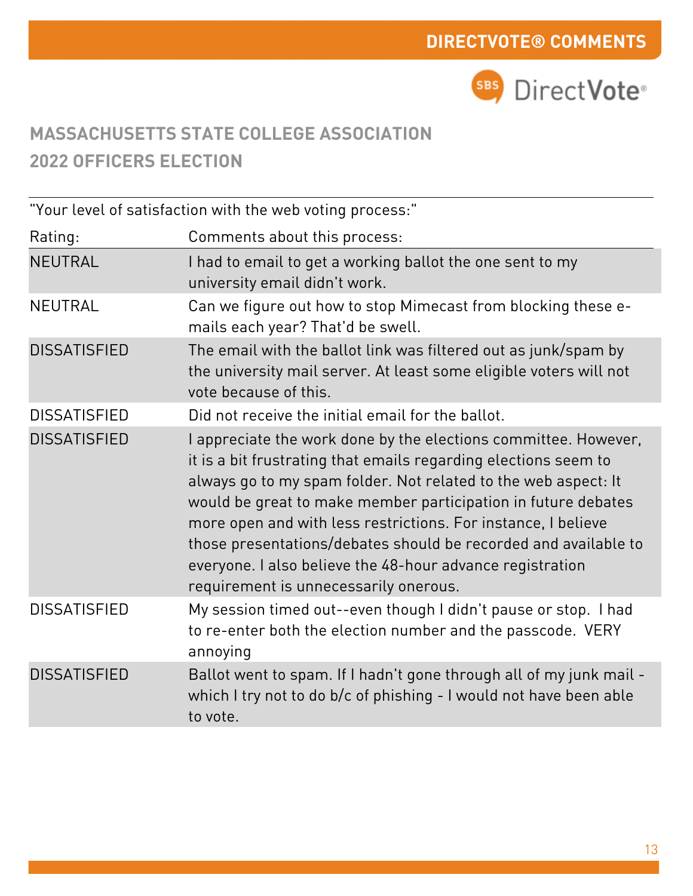## MASSACHUSETTS STATE COLLEGE ASSOCIATION
## 2022 OFFICERS ELECTION

"Your level of satisfaction with the web voting process:"

| Rating: | Comments about this process: |
|---|---|
| NEUTRAL | I had to email to get a working ballot the one sent to my university email didn't work. |
| NEUTRAL | Can we figure out how to stop Mimecast from blocking these e-mails each year? That'd be swell. |
| DISSATISFIED | The email with the ballot link was filtered out as junk/spam by the university mail server. At least some eligible voters will not vote because of this. |
| DISSATISFIED | Did not receive the initial email for the ballot. |
| DISSATISFIED | I appreciate the work done by the elections committee. However, it is a bit frustrating that emails regarding elections seem to always go to my spam folder. Not related to the web aspect: It would be great to make member participation in future debates more open and with less restrictions. For instance, I believe those presentations/debates should be recorded and available to everyone. I also believe the 48-hour advance registration requirement is unnecessarily onerous. |
| DISSATISFIED | My session timed out--even though I didn't pause or stop. I had to re-enter both the election number and the passcode. VERY annoying |
| DISSATISFIED | Ballot went to spam. If I hadn't gone through all of my junk mail - which I try not to do b/c of phishing - I would not have been able to vote. |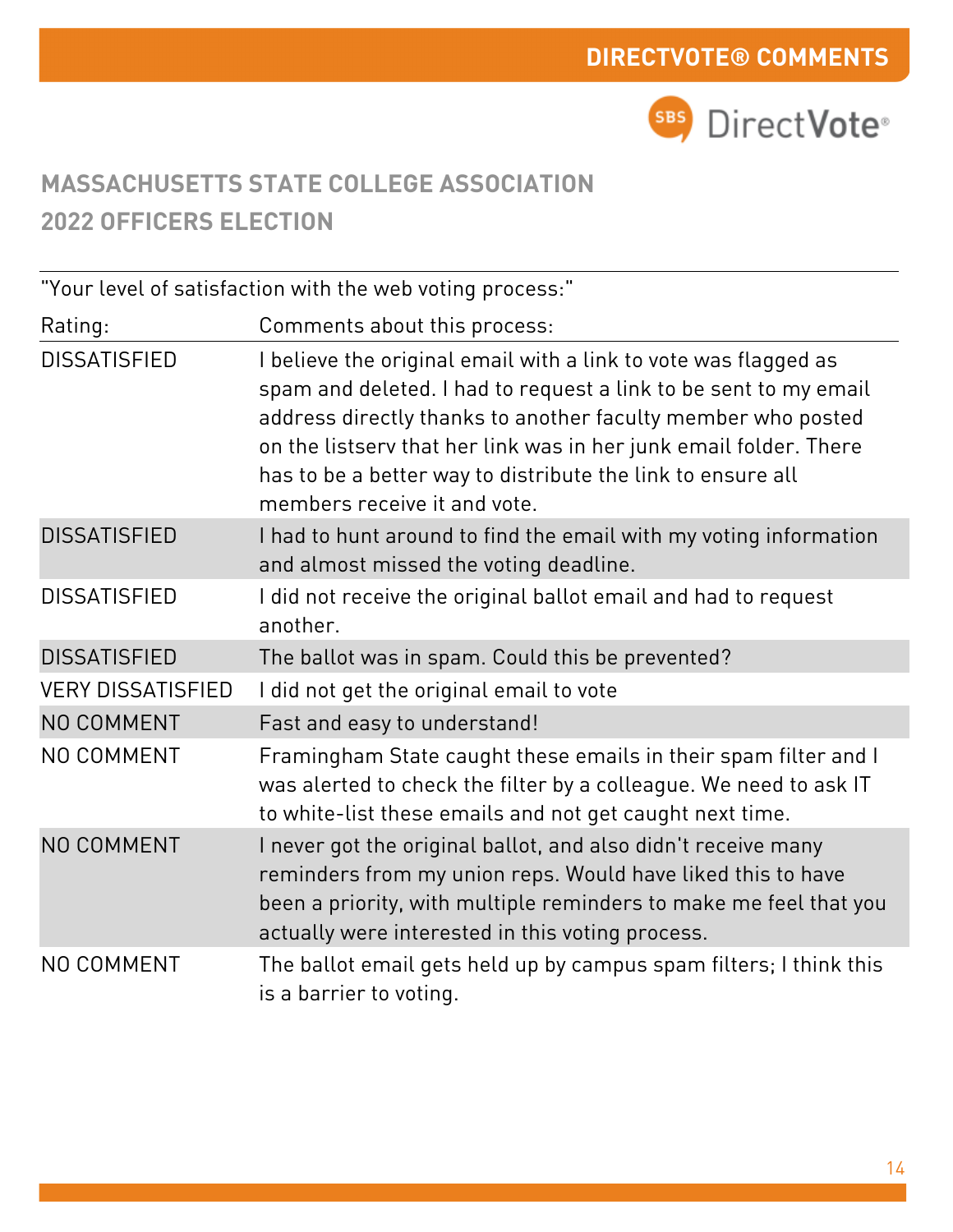## MASSACHUSETTS STATE COLLEGE ASSOCIATION
## 2022 OFFICERS ELECTION

"Your level of satisfaction with the web voting process:"

| Rating: | Comments about this process: |
|---|---|
| DISSATISFIED | I believe the original email with a link to vote was flagged as spam and deleted. I had to request a link to be sent to my email address directly thanks to another faculty member who posted on the listserv that her link was in her junk email folder. There has to be a better way to distribute the link to ensure all members receive it and vote. |
| DISSATISFIED | I had to hunt around to find the email with my voting information and almost missed the voting deadline. |
| DISSATISFIED | I did not receive the original ballot email and had to request another. |
| DISSATISFIED | The ballot was in spam. Could this be prevented? |
| VERY DISSATISFIED | I did not get the original email to vote |
| NO COMMENT | Fast and easy to understand! |
| NO COMMENT | Framingham State caught these emails in their spam filter and I was alerted to check the filter by a colleague. We need to ask IT to white-list these emails and not get caught next time. |
| NO COMMENT | I never got the original ballot, and also didn't receive many reminders from my union reps. Would have liked this to have been a priority, with multiple reminders to make me feel that you actually were interested in this voting process. |
| NO COMMENT | The ballot email gets held up by campus spam filters; I think this is a barrier to voting. |